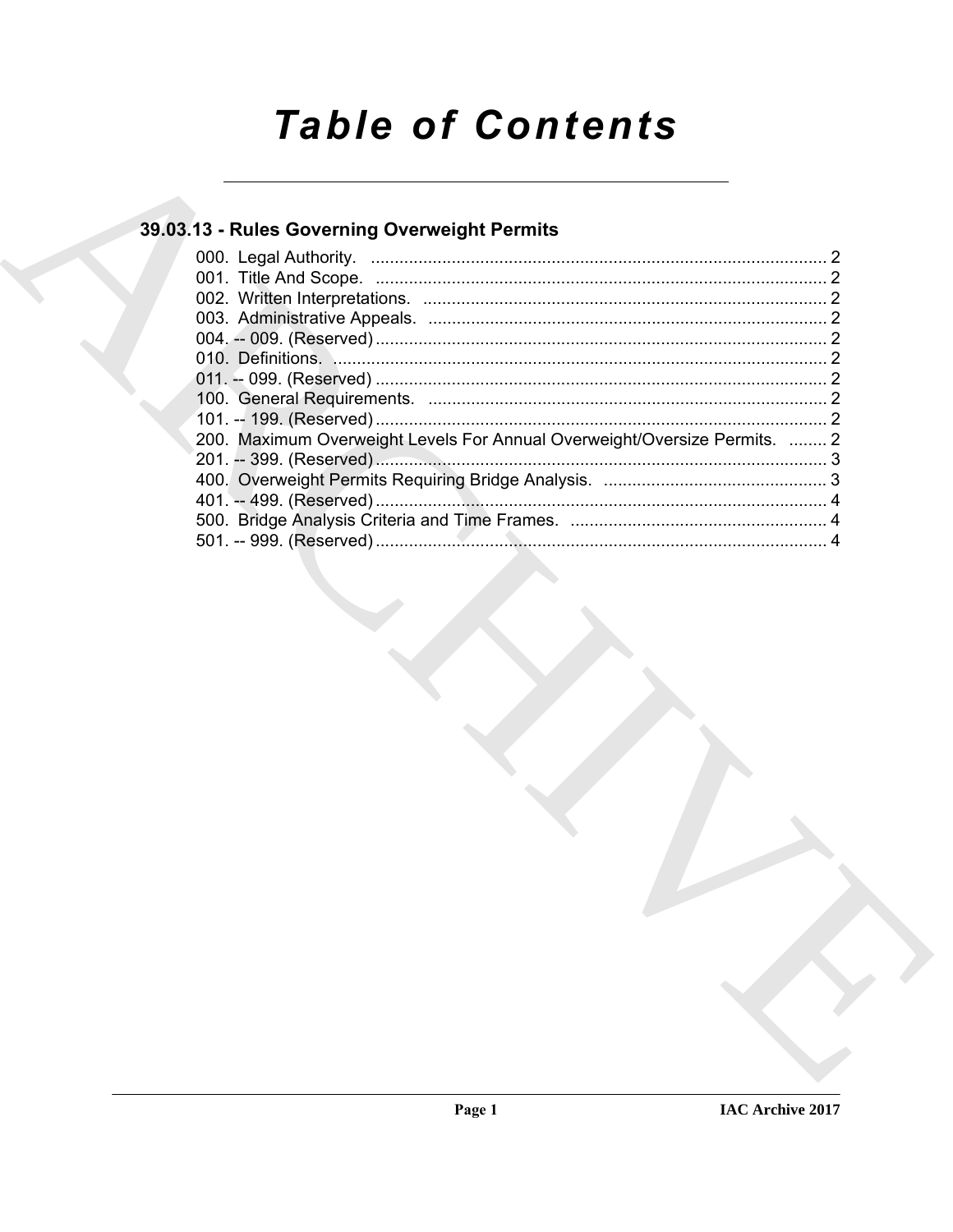# Table of Contents

## 39.03.13 - Rules Governing Overweight Permits

000. Legal Authority. ........................................................................................ 2
001. Title And Scope. ........................................................................................ 2
002. Written Interpretations. ................................................................................ 2
003. Administrative Appeals. ................................................................................ 2
004. -- 009. (Reserved) ...................................................................................... 2
010. Definitions. ................................................................................................ 2
011. -- 099. (Reserved) ...................................................................................... 2
100. General Requirements. ................................................................................ 2
101. -- 199. (Reserved) ...................................................................................... 2
200. Maximum Overweight Levels For Annual Overweight/Oversize Permits. ........ 2
201. -- 399. (Reserved) ...................................................................................... 3
400. Overweight Permits Requiring Bridge Analysis. ............................................ 3
401. -- 499. (Reserved) ...................................................................................... 4
500. Bridge Analysis Criteria and Time Frames. .................................................. 4
501. -- 999. (Reserved) ...................................................................................... 4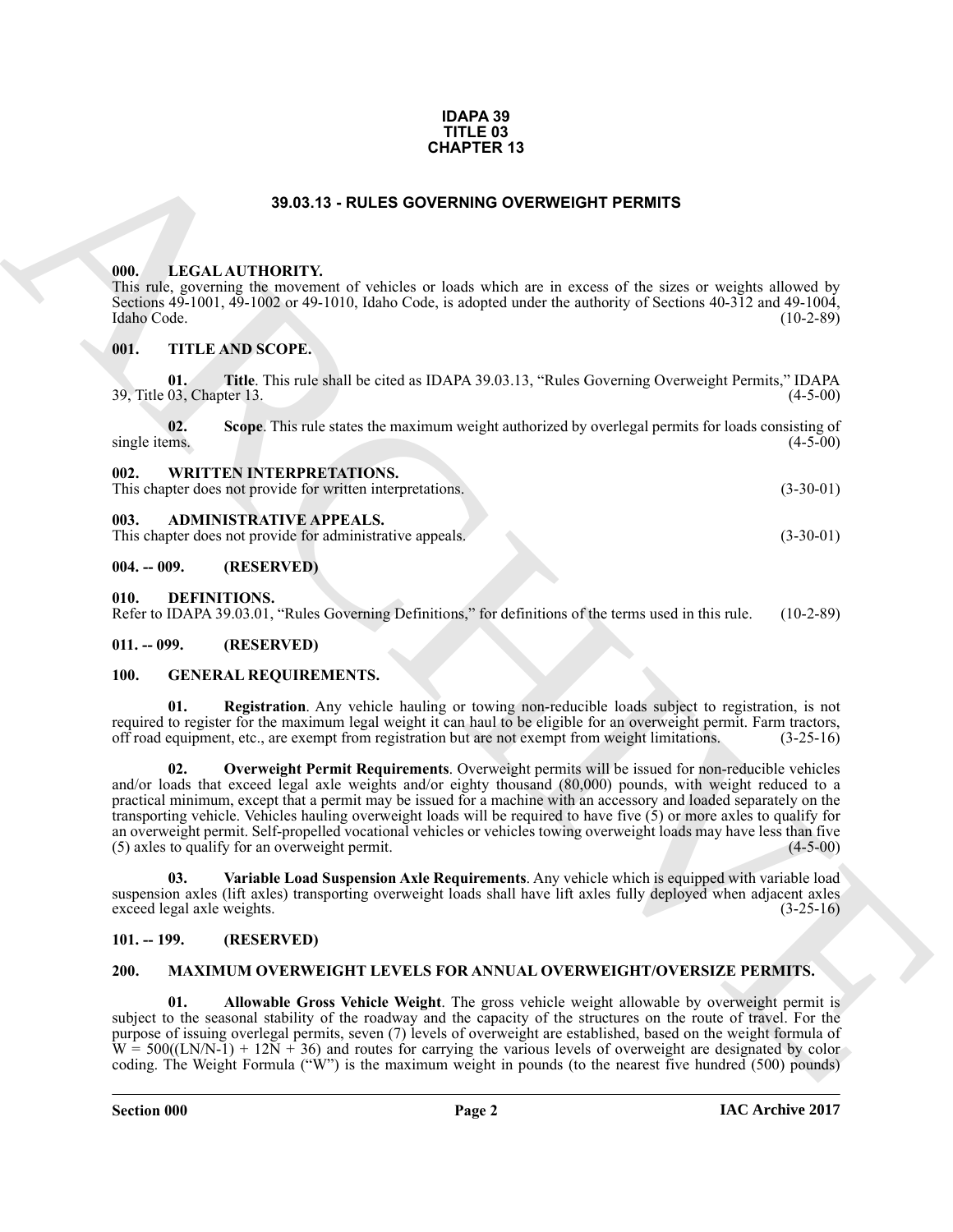**IDAPA 39**
**TITLE 03**
**CHAPTER 13**

# 39.03.13 - RULES GOVERNING OVERWEIGHT PERMITS

## 000. LEGAL AUTHORITY.

This rule, governing the movement of vehicles or loads which are in excess of the sizes or weights allowed by Sections 49-1001, 49-1002 or 49-1010, Idaho Code, is adopted under the authority of Sections 40-312 and 49-1004, Idaho Code. (10-2-89)

## 001. TITLE AND SCOPE.

**01. Title**. This rule shall be cited as IDAPA 39.03.13, "Rules Governing Overweight Permits," IDAPA 39, Title 03, Chapter 13. (4-5-00)

**02. Scope**. This rule states the maximum weight authorized by overlegal permits for loads consisting of single items. (4-5-00)

## 002. WRITTEN INTERPRETATIONS.

This chapter does not provide for written interpretations. (3-30-01)

## 003. ADMINISTRATIVE APPEALS.

This chapter does not provide for administrative appeals. (3-30-01)

## 004. -- 009. (RESERVED)

## 010. DEFINITIONS.

Refer to IDAPA 39.03.01, "Rules Governing Definitions," for definitions of the terms used in this rule. (10-2-89)

## 011. -- 099. (RESERVED)

## 100. GENERAL REQUIREMENTS.

**01. Registration**. Any vehicle hauling or towing non-reducible loads subject to registration, is not required to register for the maximum legal weight it can haul to be eligible for an overweight permit. Farm tractors, off road equipment, etc., are exempt from registration but are not exempt from weight limitations. (3-25-16)

**02. Overweight Permit Requirements**. Overweight permits will be issued for non-reducible vehicles and/or loads that exceed legal axle weights and/or eighty thousand (80,000) pounds, with weight reduced to a practical minimum, except that a permit may be issued for a machine with an accessory and loaded separately on the transporting vehicle. Vehicles hauling overweight loads will be required to have five (5) or more axles to qualify for an overweight permit. Self-propelled vocational vehicles or vehicles towing overweight loads may have less than five (5) axles to qualify for an overweight permit. (4-5-00)

**03. Variable Load Suspension Axle Requirements**. Any vehicle which is equipped with variable load suspension axles (lift axles) transporting overweight loads shall have lift axles fully deployed when adjacent axles exceed legal axle weights. (3-25-16)

## 101. -- 199. (RESERVED)

## 200. MAXIMUM OVERWEIGHT LEVELS FOR ANNUAL OVERWEIGHT/OVERSIZE PERMITS.

**01. Allowable Gross Vehicle Weight**. The gross vehicle weight allowable by overweight permit is subject to the seasonal stability of the roadway and the capacity of the structures on the route of travel. For the purpose of issuing overlegal permits, seven (7) levels of overweight are established, based on the weight formula of $W = 500((LN/N\text{-}1) + 12N + 36)$ and routes for carrying the various levels of overweight are designated by color coding. The Weight Formula ("W") is the maximum weight in pounds (to the nearest five hundred (500) pounds)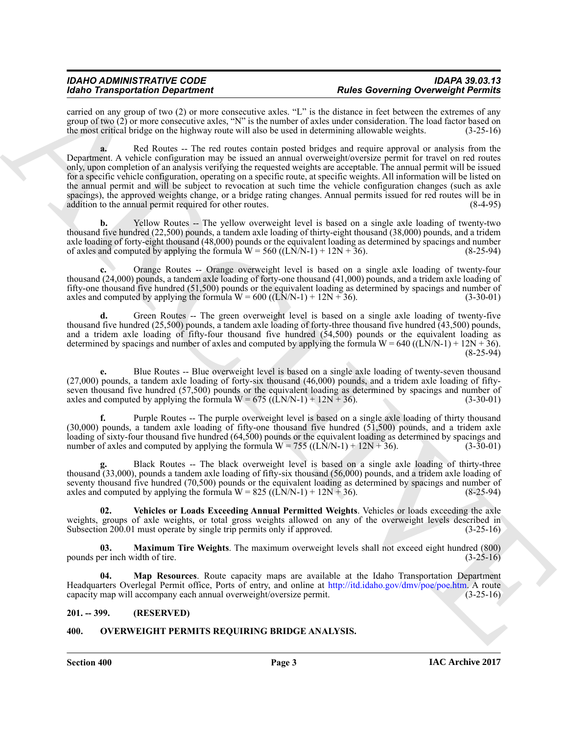carried on any group of two (2) or more consecutive axles. "L" is the distance in feet between the extremes of any group of two (2) or more consecutive axles, "N" is the number of axles under consideration. The load factor based on the most critical bridge on the highway route will also be used in determining allowable weights. (3-25-16)

**a.** Red Routes -- The red routes contain posted bridges and require approval or analysis from the Department. A vehicle configuration may be issued an annual overweight/oversize permit for travel on red routes only, upon completion of an analysis verifying the requested weights are acceptable. The annual permit will be issued for a specific vehicle configuration, operating on a specific route, at specific weights. All information will be listed on the annual permit and will be subject to revocation at such time the vehicle configuration changes (such as axle spacings), the approved weights change, or a bridge rating changes. Annual permits issued for red routes will be in addition to the annual permit required for other routes. (8-4-95)

**b.** Yellow Routes -- The yellow overweight level is based on a single axle loading of twenty-two thousand five hundred (22,500) pounds, a tandem axle loading of thirty-eight thousand (38,000) pounds, and a tridem axle loading of forty-eight thousand (48,000) pounds or the equivalent loading as determined by spacings and number of axles and computed by applying the formula $W = 560 ((LN/N\text{-}1) + 12N + 36)$. (8-25-94)

**c.** Orange Routes -- Orange overweight level is based on a single axle loading of twenty-four thousand (24,000) pounds, a tandem axle loading of forty-one thousand (41,000) pounds, and a tridem axle loading of fifty-one thousand five hundred (51,500) pounds or the equivalent loading as determined by spacings and number of axles and computed by applying the formula $W = 600 ((LN/N\text{-}1) + 12N + 36)$. (3-30-01)

**d.** Green Routes -- The green overweight level is based on a single axle loading of twenty-five thousand five hundred (25,500) pounds, a tandem axle loading of forty-three thousand five hundred (43,500) pounds, and a tridem axle loading of fifty-four thousand five hundred (54,500) pounds or the equivalent loading as determined by spacings and number of axles and computed by applying the formula $W = 640 ((LN/N\text{-}1) + 12N + 36)$. (8-25-94)

**e.** Blue Routes -- Blue overweight level is based on a single axle loading of twenty-seven thousand (27,000) pounds, a tandem axle loading of forty-six thousand (46,000) pounds, and a tridem axle loading of fifty-seven thousand five hundred (57,500) pounds or the equivalent loading as determined by spacings and number of axles and computed by applying the formula $W = 675 ((LN/N\text{-}1) + 12N + 36)$. (3-30-01)

**f.** Purple Routes -- The purple overweight level is based on a single axle loading of thirty thousand (30,000) pounds, a tandem axle loading of fifty-one thousand five hundred (51,500) pounds, and a tridem axle loading of sixty-four thousand five hundred (64,500) pounds or the equivalent loading as determined by spacings and number of axles and computed by applying the formula $W = 755 ((LN/N\text{-}1) + 12N + 36)$. (3-30-01)

**g.** Black Routes -- The black overweight level is based on a single axle loading of thirty-three thousand (33,000), pounds a tandem axle loading of fifty-six thousand (56,000) pounds, and a tridem axle loading of seventy thousand five hundred (70,500) pounds or the equivalent loading as determined by spacings and number of axles and computed by applying the formula $W = 825 ((LN/N\text{-}1) + 12N + 36)$. (8-25-94)

**02. Vehicles or Loads Exceeding Annual Permitted Weights**. Vehicles or loads exceeding the axle weights, groups of axle weights, or total gross weights allowed on any of the overweight levels described in Subsection 200.01 must operate by single trip permits only if approved. (3-25-16)

**03. Maximum Tire Weights**. The maximum overweight levels shall not exceed eight hundred (800) pounds per inch width of tire. (3-25-16)

**04. Map Resources**. Route capacity maps are available at the Idaho Transportation Department Headquarters Overlegal Permit office, Ports of entry, and online at http://itd.idaho.gov/dmv/poe/poe.htm. A route capacity map will accompany each annual overweight/oversize permit. (3-25-16)

## 201. -- 399. (RESERVED)

## 400. OVERWEIGHT PERMITS REQUIRING BRIDGE ANALYSIS.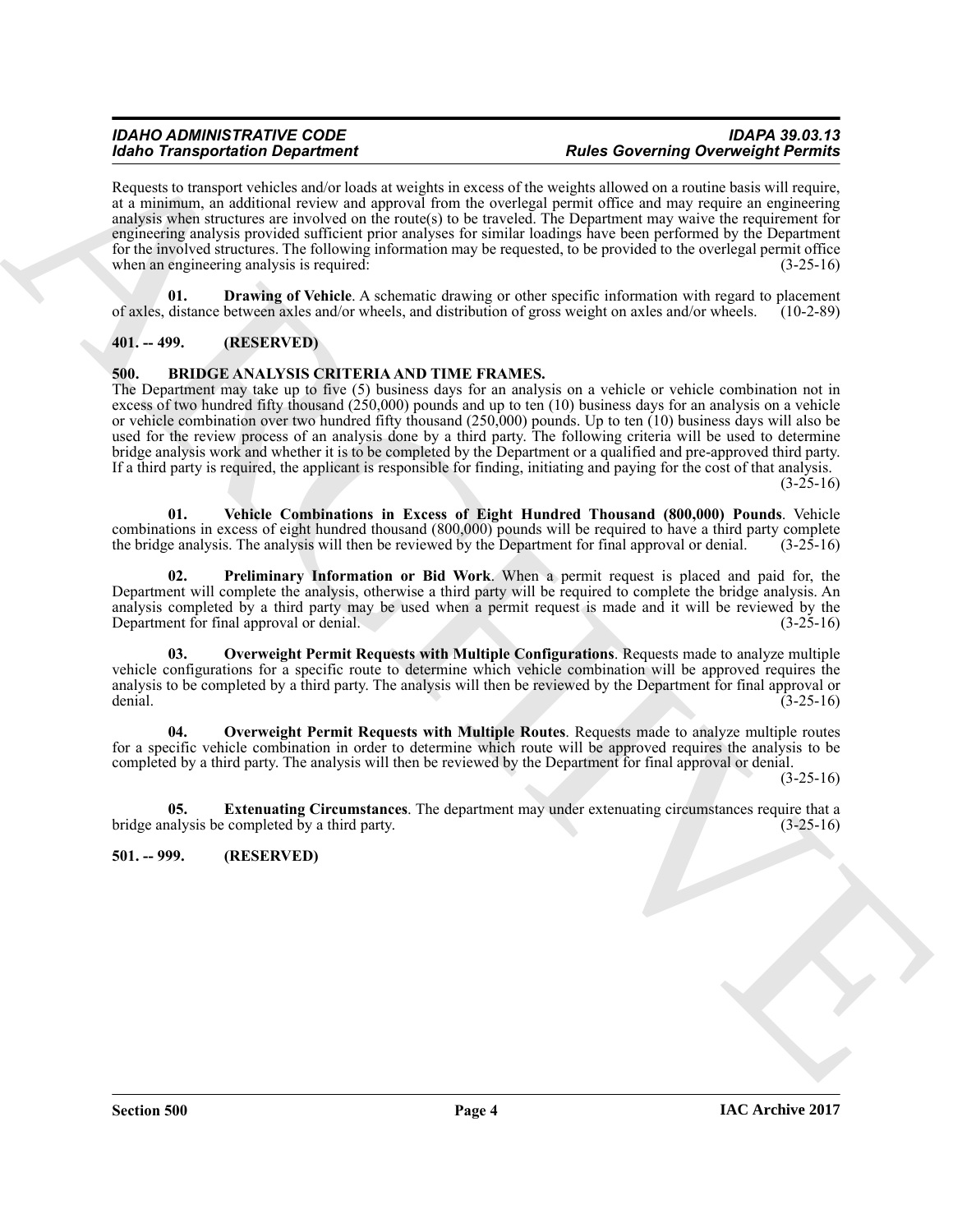Requests to transport vehicles and/or loads at weights in excess of the weights allowed on a routine basis will require, at a minimum, an additional review and approval from the overlegal permit office and may require an engineering analysis when structures are involved on the route(s) to be traveled. The Department may waive the requirement for engineering analysis provided sufficient prior analyses for similar loadings have been performed by the Department for the involved structures. The following information may be requested, to be provided to the overlegal permit office when an engineering analysis is required: (3-25-16)

**01. Drawing of Vehicle**. A schematic drawing or other specific information with regard to placement of axles, distance between axles and/or wheels, and distribution of gross weight on axles and/or wheels. (10-2-89)

## 401. -- 499. (RESERVED)

## 500. BRIDGE ANALYSIS CRITERIA AND TIME FRAMES.

The Department may take up to five (5) business days for an analysis on a vehicle or vehicle combination not in excess of two hundred fifty thousand (250,000) pounds and up to ten (10) business days for an analysis on a vehicle or vehicle combination over two hundred fifty thousand (250,000) pounds. Up to ten (10) business days will also be used for the review process of an analysis done by a third party. The following criteria will be used to determine bridge analysis work and whether it is to be completed by the Department or a qualified and pre-approved third party. If a third party is required, the applicant is responsible for finding, initiating and paying for the cost of that analysis. (3-25-16)

**01. Vehicle Combinations in Excess of Eight Hundred Thousand (800,000) Pounds**. Vehicle combinations in excess of eight hundred thousand (800,000) pounds will be required to have a third party complete the bridge analysis. The analysis will then be reviewed by the Department for final approval or denial. (3-25-16)

**02. Preliminary Information or Bid Work**. When a permit request is placed and paid for, the Department will complete the analysis, otherwise a third party will be required to complete the bridge analysis. An analysis completed by a third party may be used when a permit request is made and it will be reviewed by the Department for final approval or denial. (3-25-16)

**03. Overweight Permit Requests with Multiple Configurations**. Requests made to analyze multiple vehicle configurations for a specific route to determine which vehicle combination will be approved requires the analysis to be completed by a third party. The analysis will then be reviewed by the Department for final approval or denial. (3-25-16)

**04. Overweight Permit Requests with Multiple Routes**. Requests made to analyze multiple routes for a specific vehicle combination in order to determine which route will be approved requires the analysis to be completed by a third party. The analysis will then be reviewed by the Department for final approval or denial. (3-25-16)

**05. Extenuating Circumstances**. The department may under extenuating circumstances require that a bridge analysis be completed by a third party. (3-25-16)

## 501. -- 999. (RESERVED)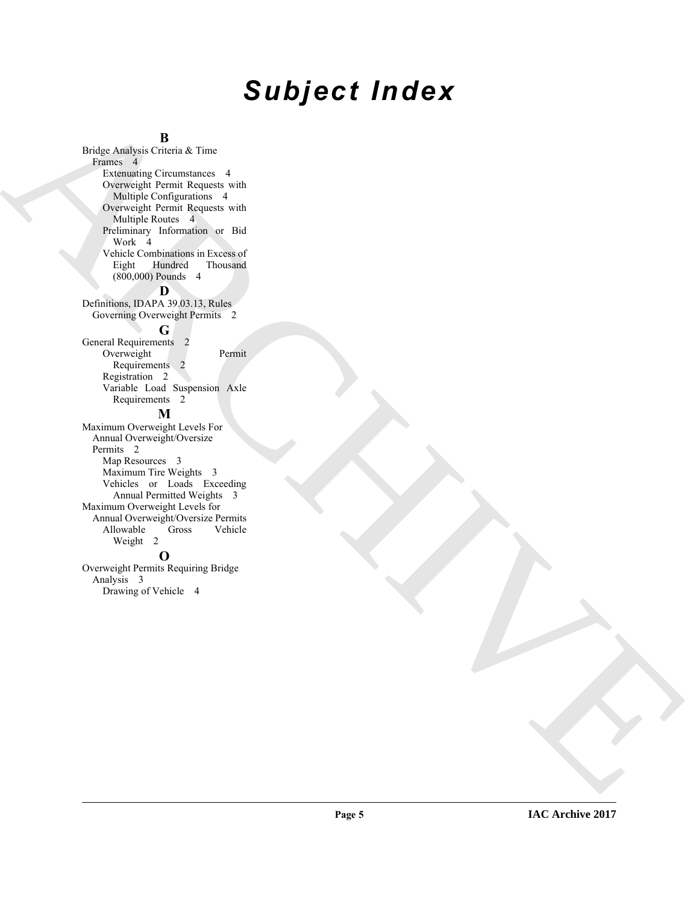# *Subject Index*

**B**

Bridge Analysis Criteria & Time Frames 4
- Extenuating Circumstances 4
- Overweight Permit Requests with Multiple Configurations 4
- Overweight Permit Requests with Multiple Routes 4
- Preliminary Information or Bid Work 4
- Vehicle Combinations in Excess of Eight Hundred Thousand (800,000) Pounds 4

**D**

Definitions, IDAPA 39.03.13, Rules Governing Overweight Permits 2

**G**

General Requirements 2
- Overweight Permit Requirements 2
- Registration 2
- Variable Load Suspension Axle Requirements 2

**M**

Maximum Overweight Levels For Annual Overweight/Oversize Permits 2
- Map Resources 3
- Maximum Tire Weights 3
- Vehicles or Loads Exceeding Annual Permitted Weights 3

Maximum Overweight Levels for Annual Overweight/Oversize Permits
- Allowable Gross Vehicle Weight 2

**O**

Overweight Permits Requiring Bridge Analysis 3
- Drawing of Vehicle 4